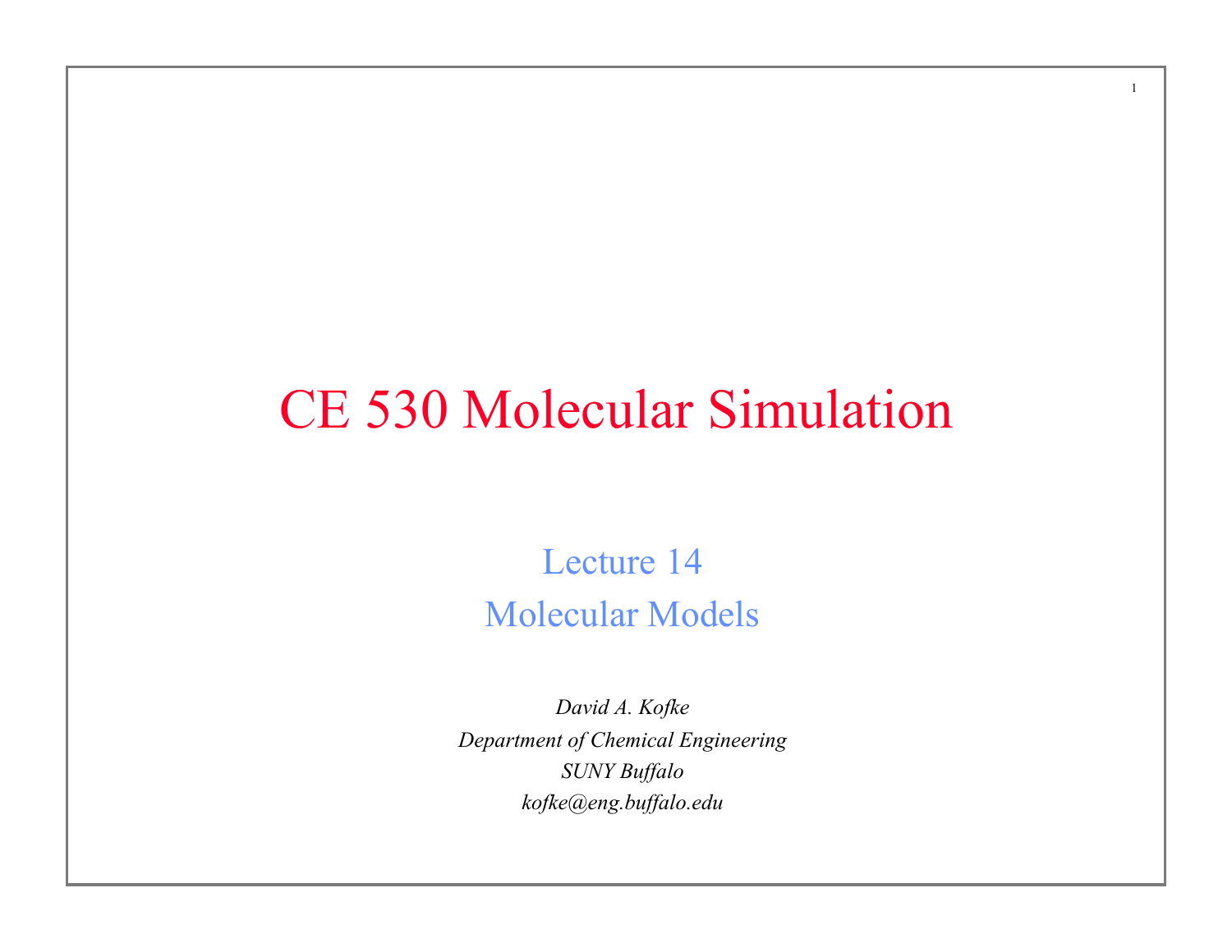# CE 530 Molecular Simulation

## Lecture 14
## Molecular Models

*David A. Kofke*
*Department of Chemical Engineering*
*SUNY Buffalo*
*kofke@eng.buffalo.edu*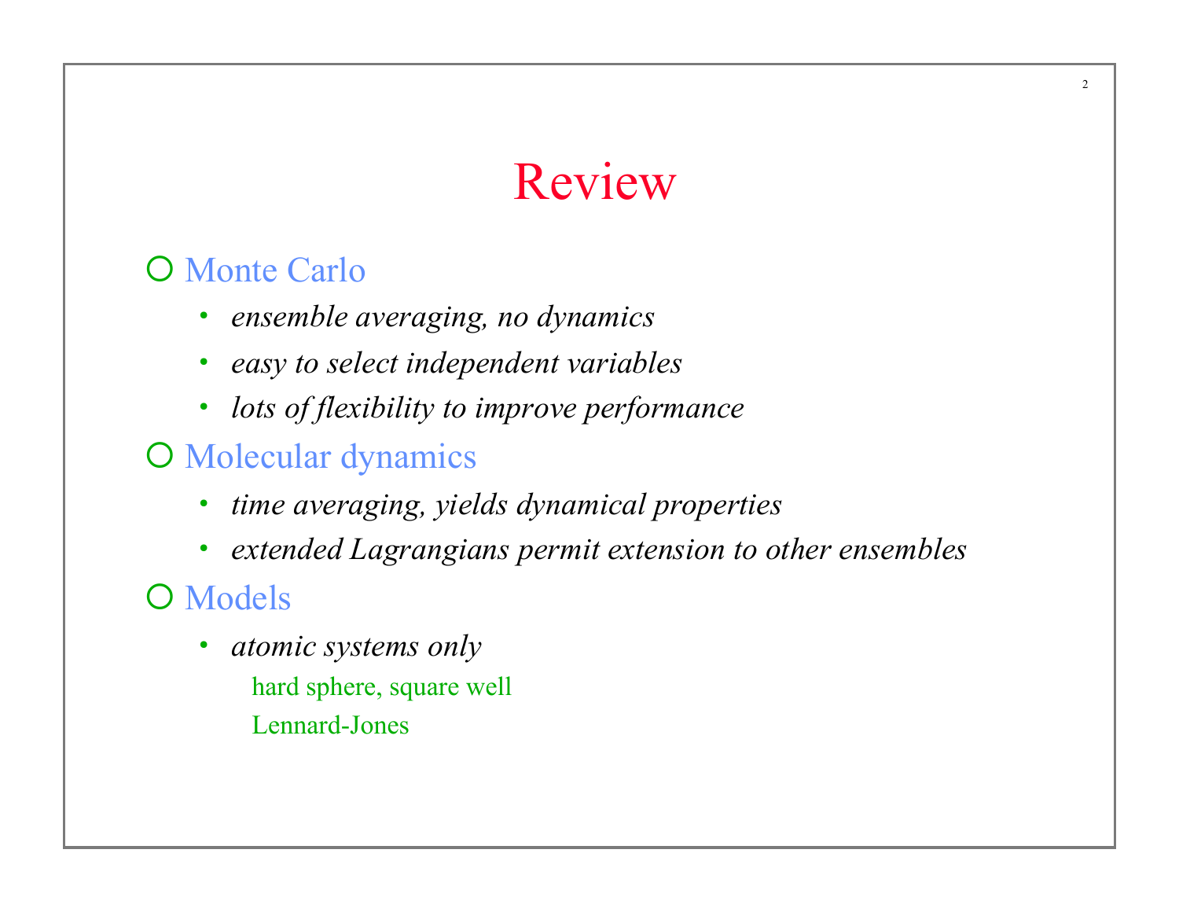# Review

- Monte Carlo
  - *ensemble averaging, no dynamics*
  - *easy to select independent variables*
  - *lots of flexibility to improve performance*
- Molecular dynamics
  - *time averaging, yields dynamical properties*
  - *extended Lagrangians permit extension to other ensembles*
- Models
  - *atomic systems only*
    - hard sphere, square well
    - Lennard-Jones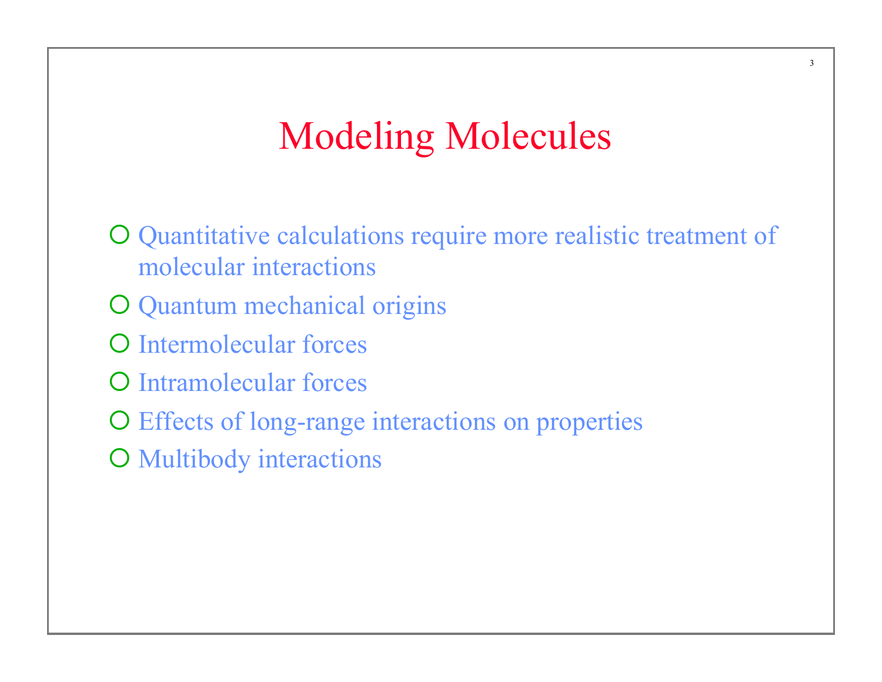# Modeling Molecules

- Quantitative calculations require more realistic treatment of molecular interactions
- Quantum mechanical origins
- Intermolecular forces
- Intramolecular forces
- Effects of long-range interactions on properties
- Multibody interactions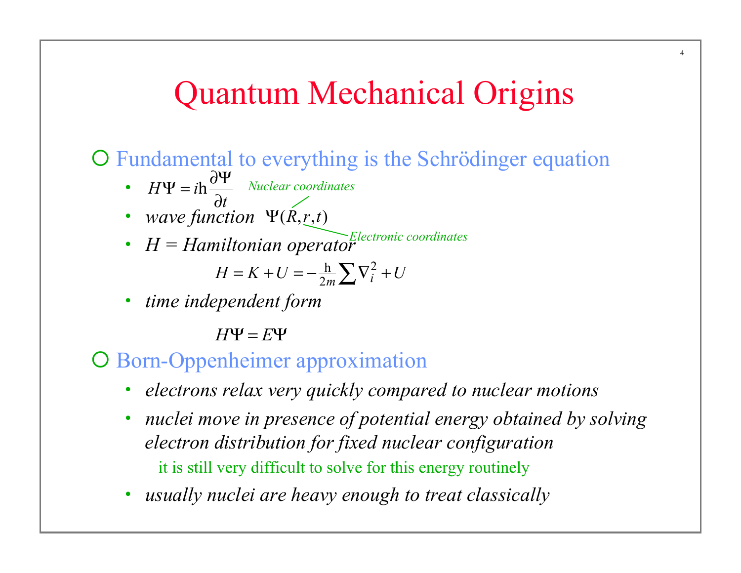# Quantum Mechanical Origins

- Fundamental to everything is the Schrödinger equation
  - $H\Psi = i\hbar \frac{\partial \Psi}{\partial t}$
  - *wave function* $\Psi(R, r, t)$ — *Nuclear coordinates* ($R$), *Electronic coordinates* ($r$)
  - *H = Hamiltonian operator*

    $$H = K + U = -\frac{\hbar}{2m}\sum \nabla_i^2 + U$$

  - *time independent form*

    $$H\Psi = E\Psi$$

- Born-Oppenheimer approximation
  - *electrons relax very quickly compared to nuclear motions*
  - *nuclei move in presence of potential energy obtained by solving electron distribution for fixed nuclear configuration*

    it is still very difficult to solve for this energy routinely

  - *usually nuclei are heavy enough to treat classically*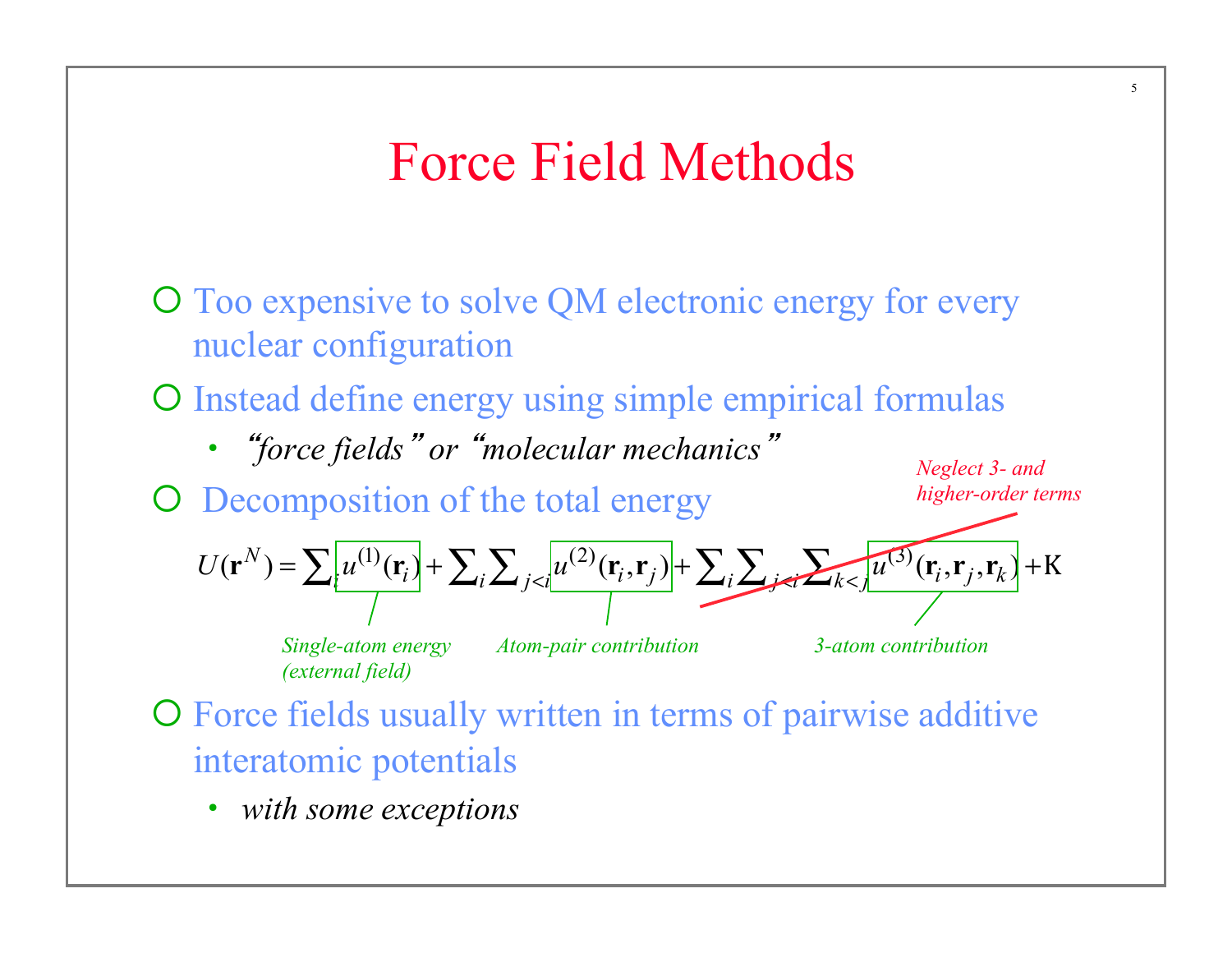# Force Field Methods

- Too expensive to solve QM electronic energy for every nuclear configuration
- Instead define energy using simple empirical formulas
  - *"force fields" or "molecular mechanics"*
- Decomposition of the total energy

*Neglect 3- and higher-order terms*

$$U(\mathbf{r}^N) = \sum_i u^{(1)}(\mathbf{r}_i) + \sum_i \sum_{j<i} u^{(2)}(\mathbf{r}_i, \mathbf{r}_j) + \sum_i \sum_{j<i} \sum_{k<j} u^{(3)}(\mathbf{r}_i, \mathbf{r}_j, \mathbf{r}_k) + \text{K}$$

*Single-atom energy (external field)* — *Atom-pair contribution* — *3-atom contribution*

- Force fields usually written in terms of pairwise additive interatomic potentials
  - *with some exceptions*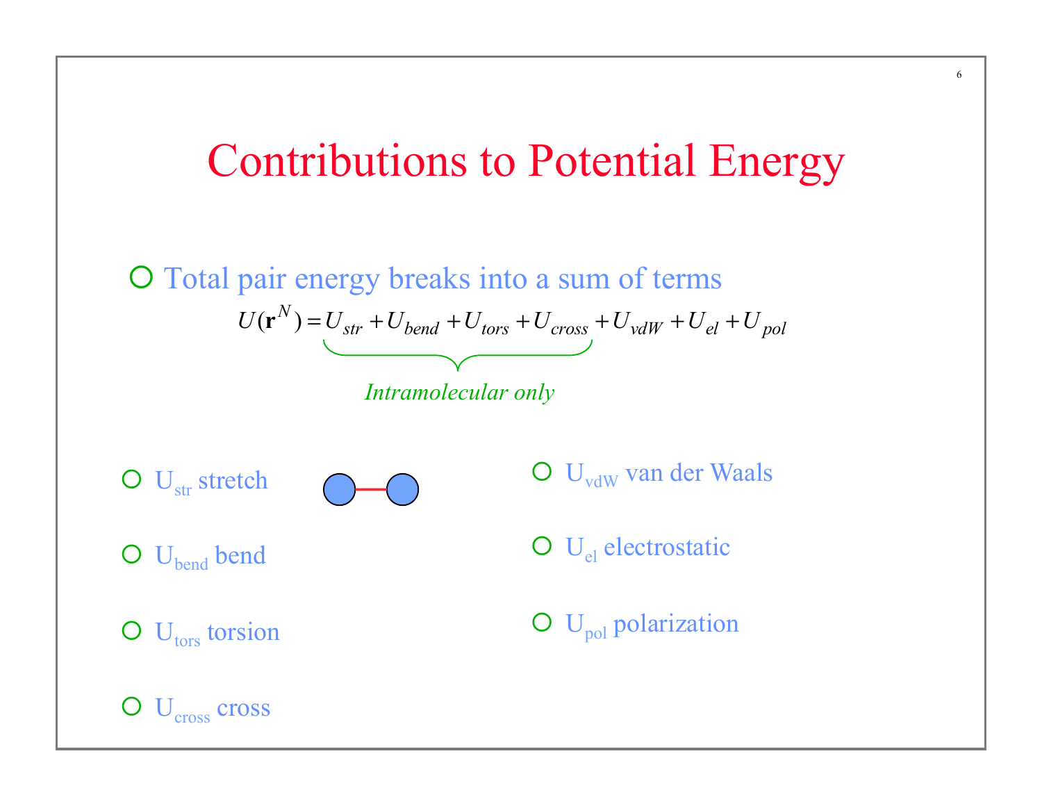# Contributions to Potential Energy

- Total pair energy breaks into a sum of terms

$$U(\mathbf{r}^N) = \underbrace{U_{str} + U_{bend} + U_{tors} + U_{cross}}_{\text{Intramolecular only}} + U_{vdW} + U_{el} + U_{pol}$$

- $U_{str}$ stretch
- $U_{bend}$ bend
- $U_{tors}$ torsion
- $U_{cross}$ cross
- $U_{vdW}$ van der Waals
- $U_{el}$ electrostatic
- $U_{pol}$ polarization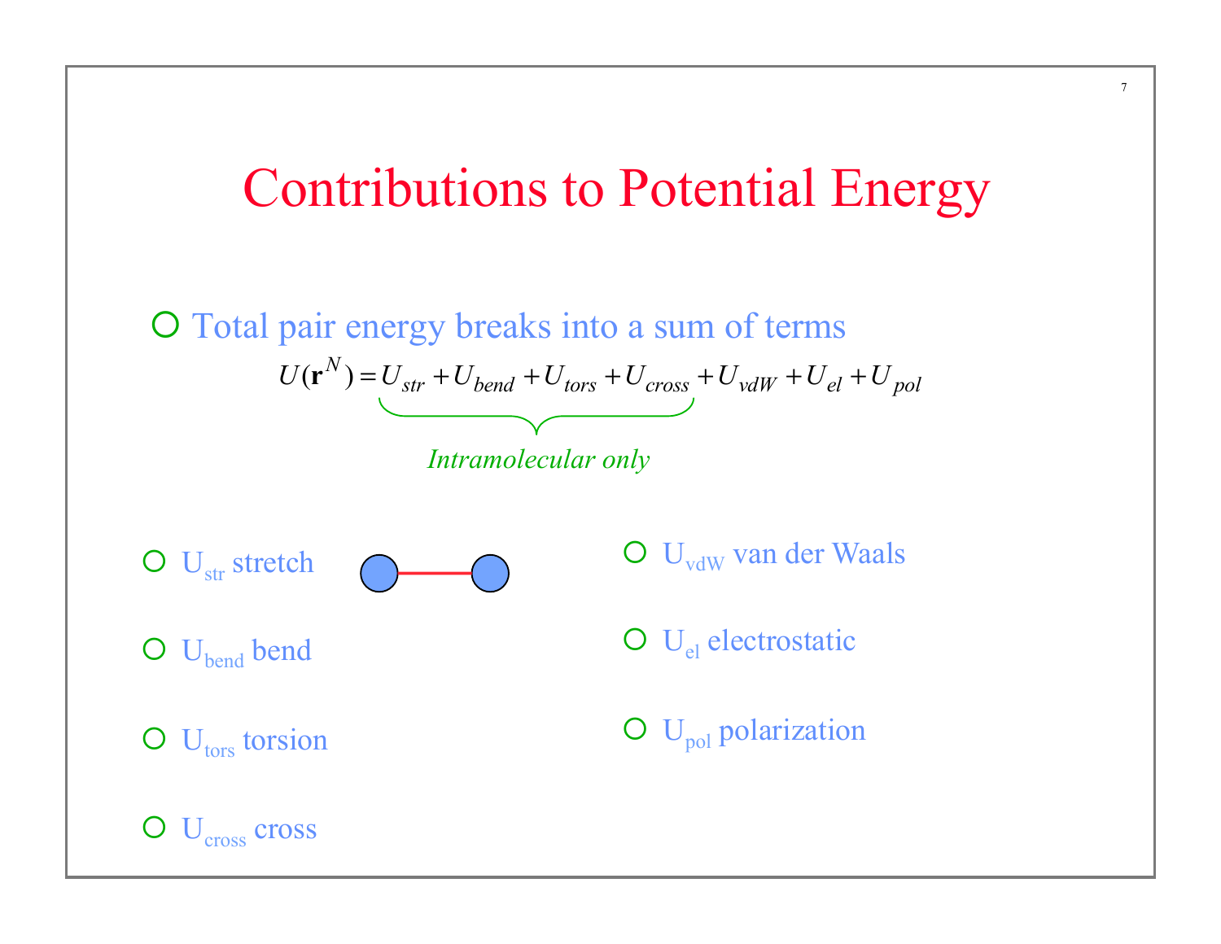# Contributions to Potential Energy

- Total pair energy breaks into a sum of terms

$$U(\mathbf{r}^N) = \underbrace{U_{str} + U_{bend} + U_{tors} + U_{cross}}_{\textit{Intramolecular only}} + U_{vdW} + U_{el} + U_{pol}$$

- $U_{str}$ stretch
- $U_{bend}$ bend
- $U_{tors}$ torsion
- $U_{cross}$ cross
- $U_{vdW}$ van der Waals
- $U_{el}$ electrostatic
- $U_{pol}$ polarization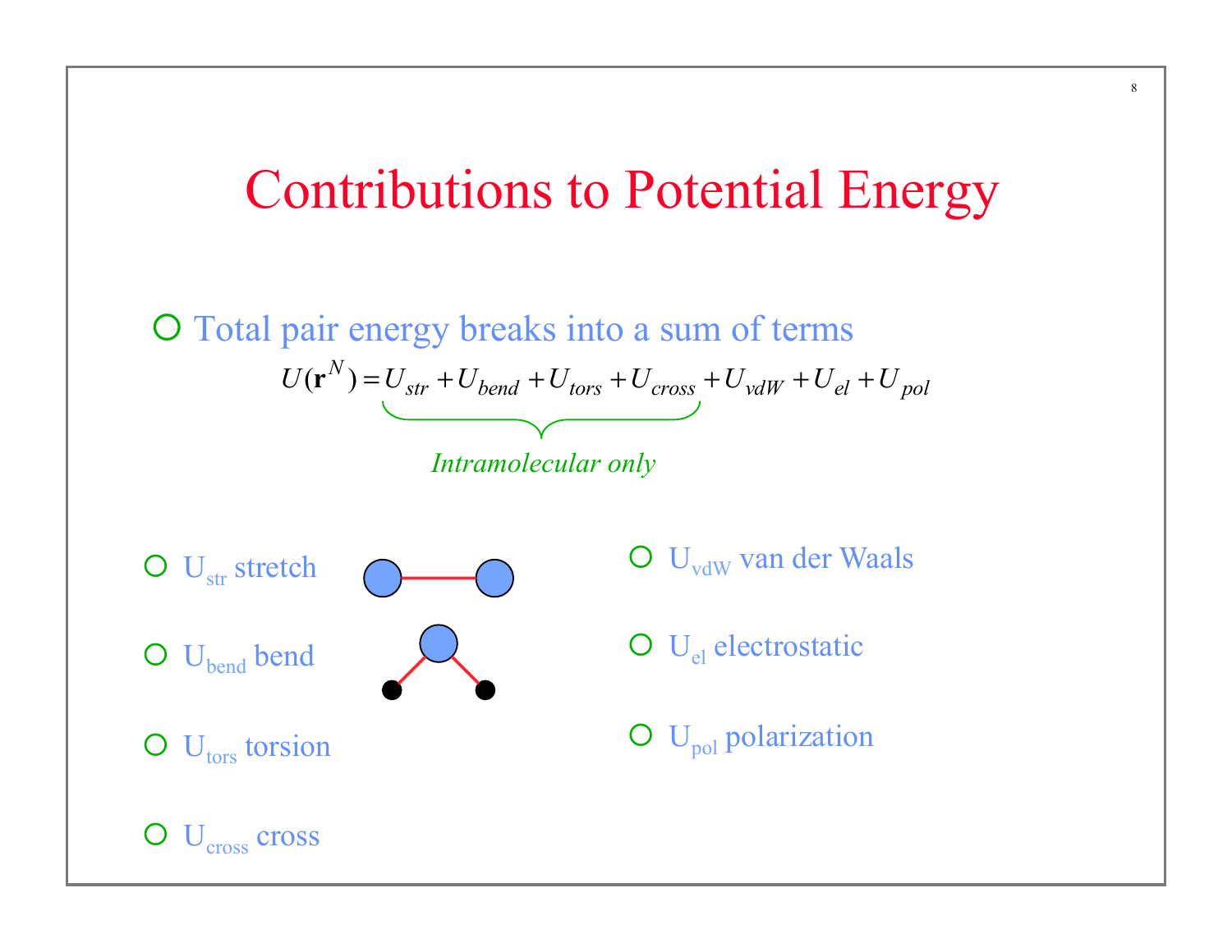# Contributions to Potential Energy

- Total pair energy breaks into a sum of terms

$$U(\mathbf{r}^N) = \underbrace{U_{str} + U_{bend} + U_{tors} + U_{cross}}_{\textit{Intramolecular only}} + U_{vdW} + U_{el} + U_{pol}$$

- $U_{str}$ stretch
- $U_{bend}$ bend
- $U_{tors}$ torsion
- $U_{cross}$ cross
- $U_{vdW}$ van der Waals
- $U_{el}$ electrostatic
- $U_{pol}$ polarization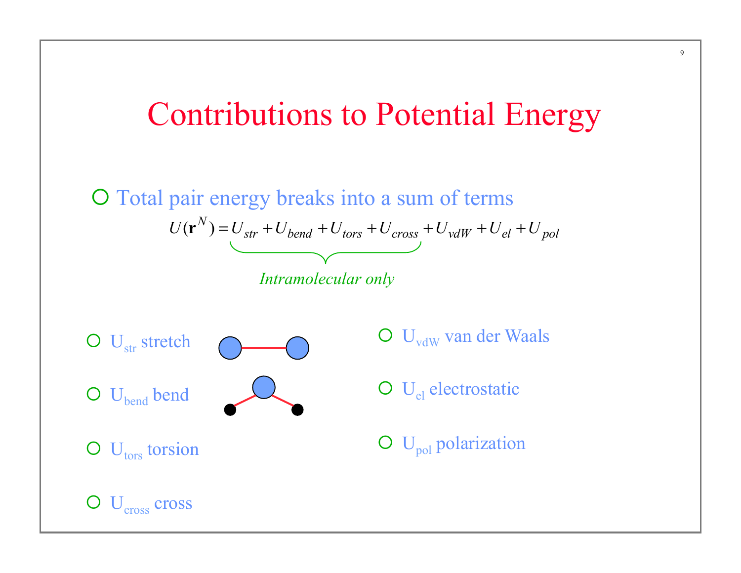# Contributions to Potential Energy

- Total pair energy breaks into a sum of terms

$$U(\mathbf{r}^N) = \underbrace{U_{str} + U_{bend} + U_{tors} + U_{cross}}_{\textit{Intramolecular only}} + U_{vdW} + U_{el} + U_{pol}$$

- $U_{str}$ stretch
- $U_{bend}$ bend
- $U_{tors}$ torsion
- $U_{cross}$ cross
- $U_{vdW}$ van der Waals
- $U_{el}$ electrostatic
- $U_{pol}$ polarization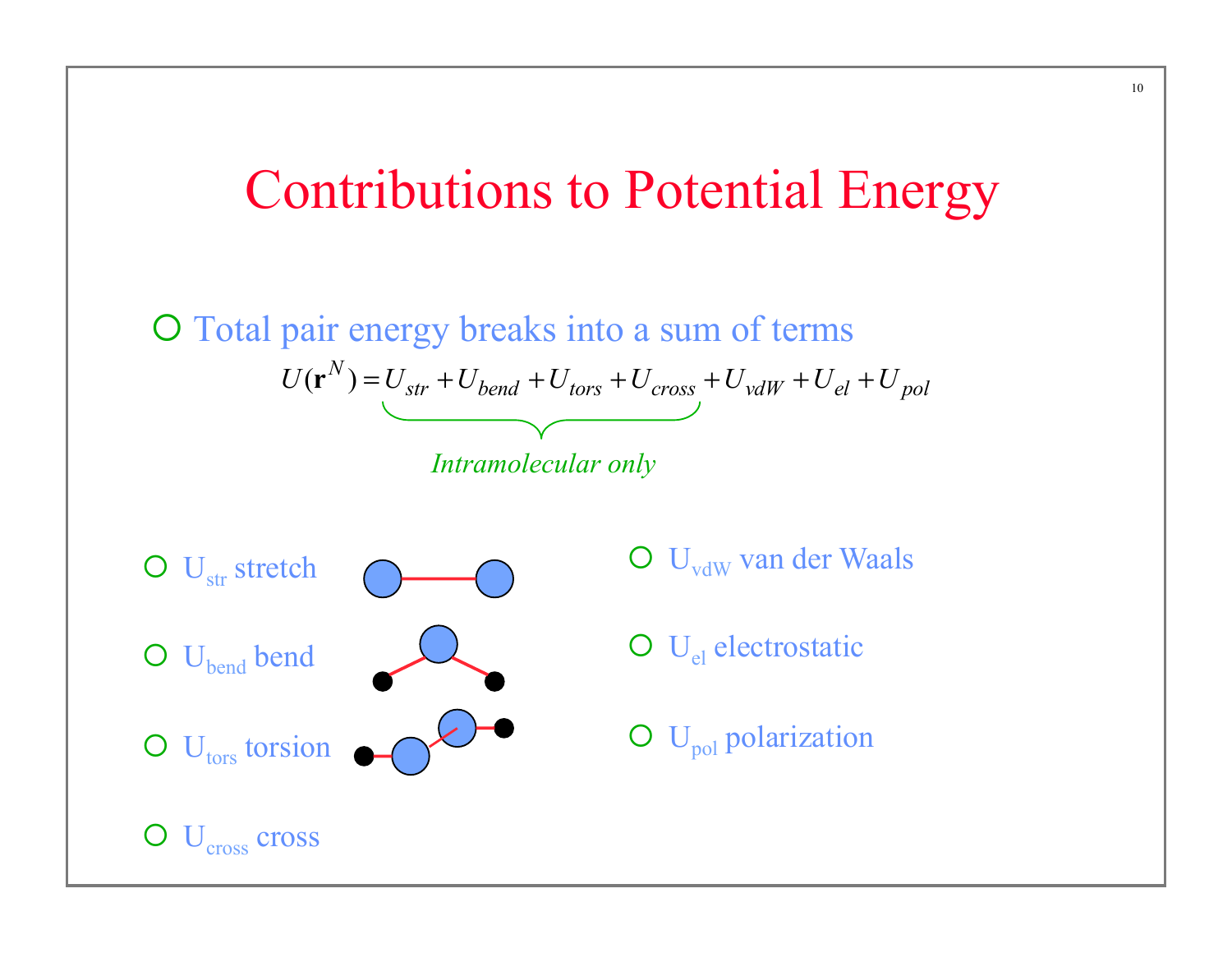# Contributions to Potential Energy

- Total pair energy breaks into a sum of terms

$$U(\mathbf{r}^N) = \underbrace{U_{str} + U_{bend} + U_{tors} + U_{cross}}_{\textit{Intramolecular only}} + U_{vdW} + U_{el} + U_{pol}$$

- $U_{str}$ stretch
- $U_{bend}$ bend
- $U_{tors}$ torsion
- $U_{cross}$ cross
- $U_{vdW}$ van der Waals
- $U_{el}$ electrostatic
- $U_{pol}$ polarization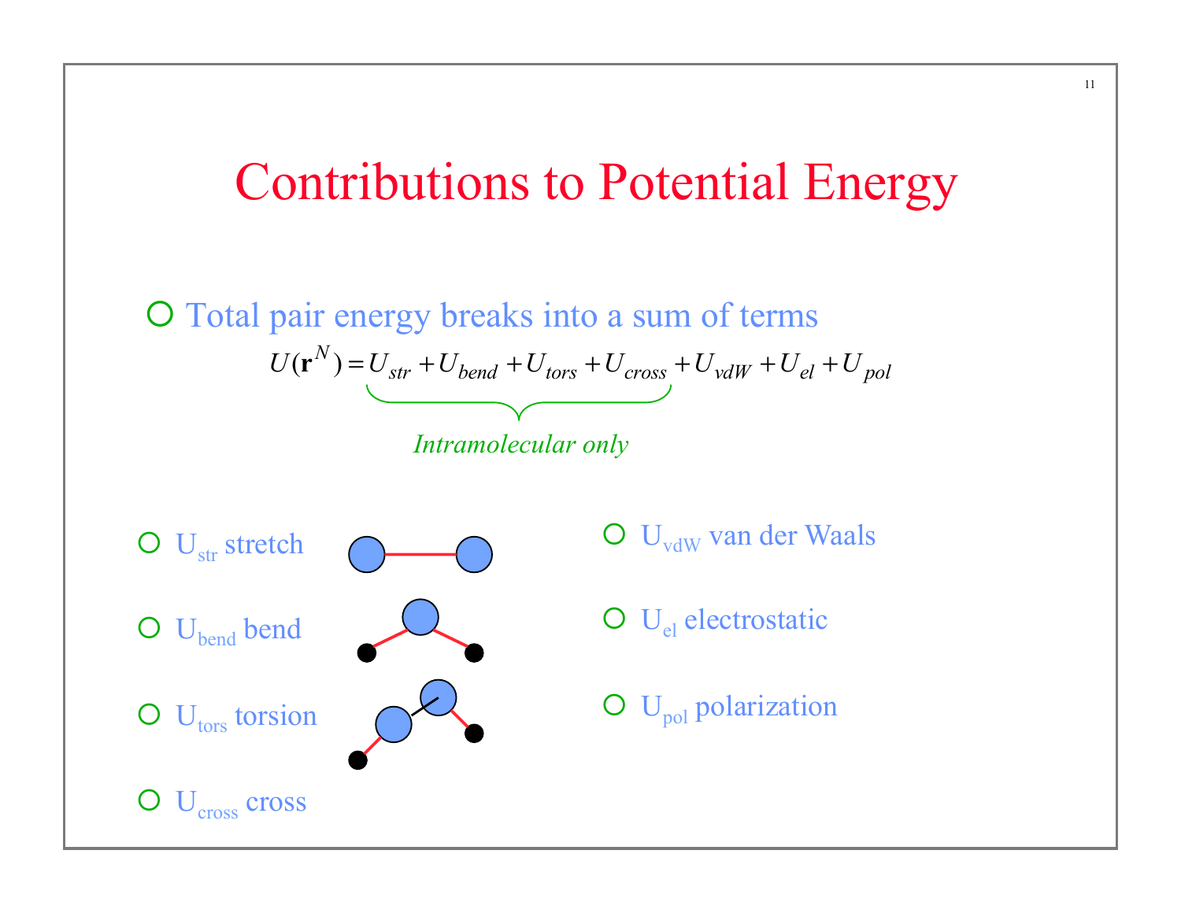# Contributions to Potential Energy

- Total pair energy breaks into a sum of terms

$$U(\mathbf{r}^N) = \underbrace{U_{str} + U_{bend} + U_{tors} + U_{cross}}_{\textit{Intramolecular only}} + U_{vdW} + U_{el} + U_{pol}$$

- $U_{str}$ stretch
- $U_{bend}$ bend
- $U_{tors}$ torsion
- $U_{cross}$ cross
- $U_{vdW}$ van der Waals
- $U_{el}$ electrostatic
- $U_{pol}$ polarization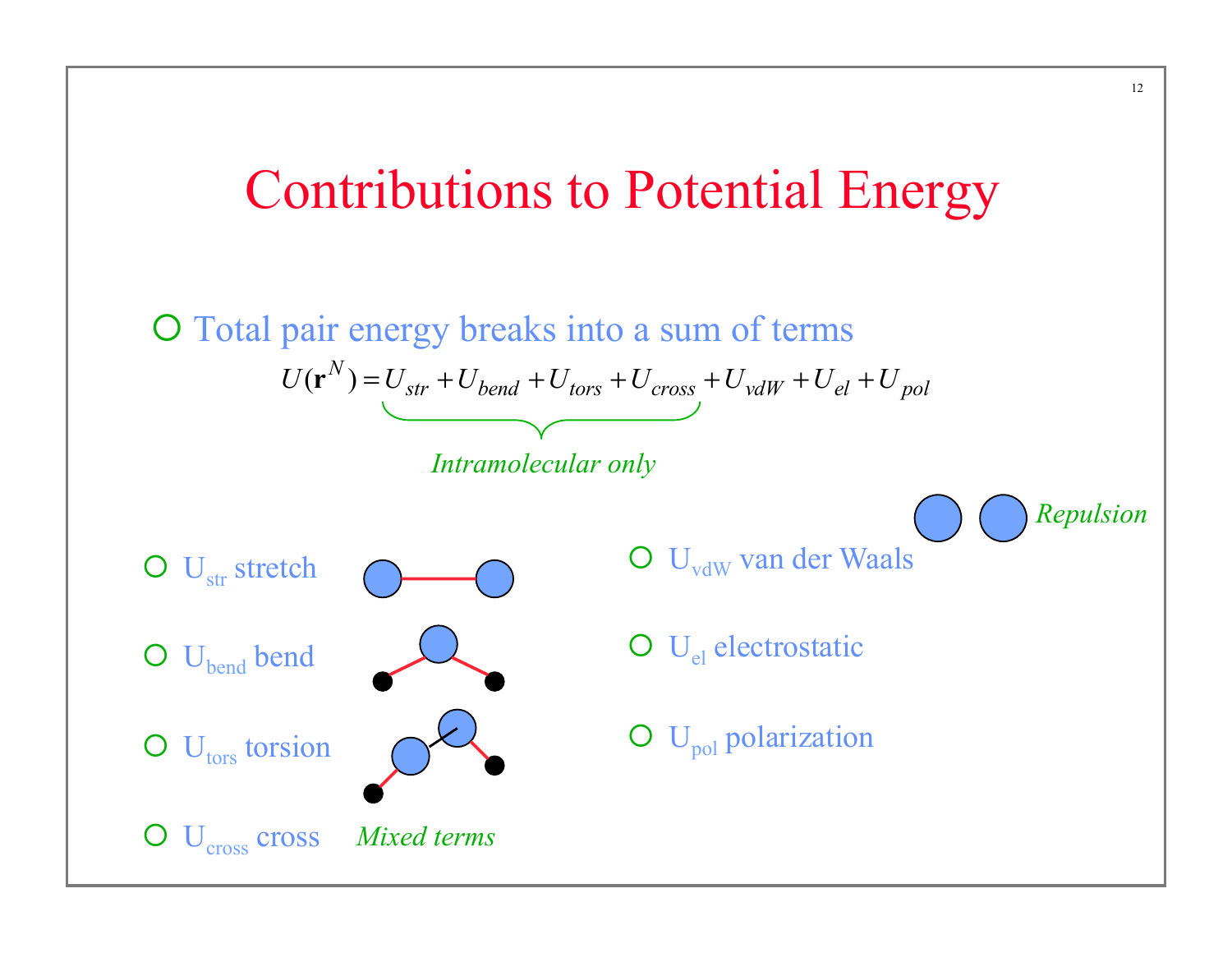# Contributions to Potential Energy

- Total pair energy breaks into a sum of terms

$$U(\mathbf{r}^N) = \underbrace{U_{str} + U_{bend} + U_{tors} + U_{cross}}_{\textit{Intramolecular only}} + U_{vdW} + U_{el} + U_{pol}$$

- $U_{str}$ stretch
- $U_{bend}$ bend
- $U_{tors}$ torsion
- $U_{cross}$ cross *Mixed terms*

- $U_{vdW}$ van der Waals *Repulsion*
- $U_{el}$ electrostatic
- $U_{pol}$ polarization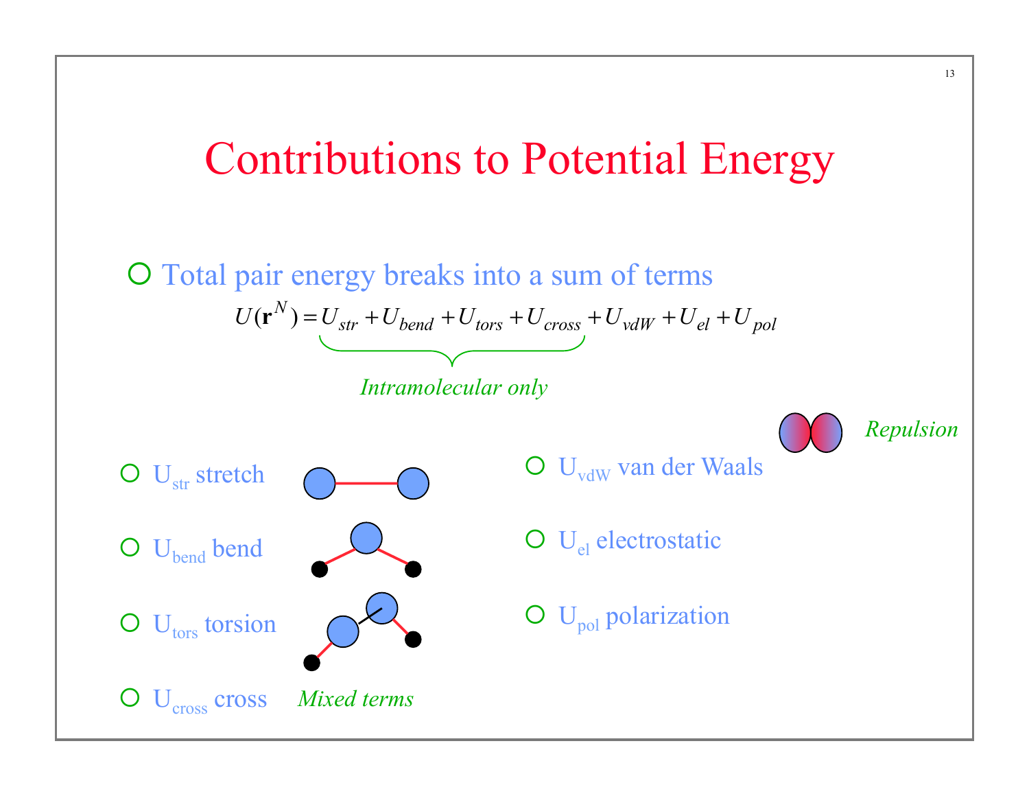# Contributions to Potential Energy

- Total pair energy breaks into a sum of terms

$$U(\mathbf{r}^N) = \underbrace{U_{str} + U_{bend} + U_{tors} + U_{cross}}_{\text{Intramolecular only}} + U_{vdW} + U_{el} + U_{pol}$$

- $U_{str}$ stretch
- $U_{bend}$ bend
- $U_{tors}$ torsion
- $U_{cross}$ cross *Mixed terms*
- $U_{vdW}$ van der Waals *Repulsion*
- $U_{el}$ electrostatic
- $U_{pol}$ polarization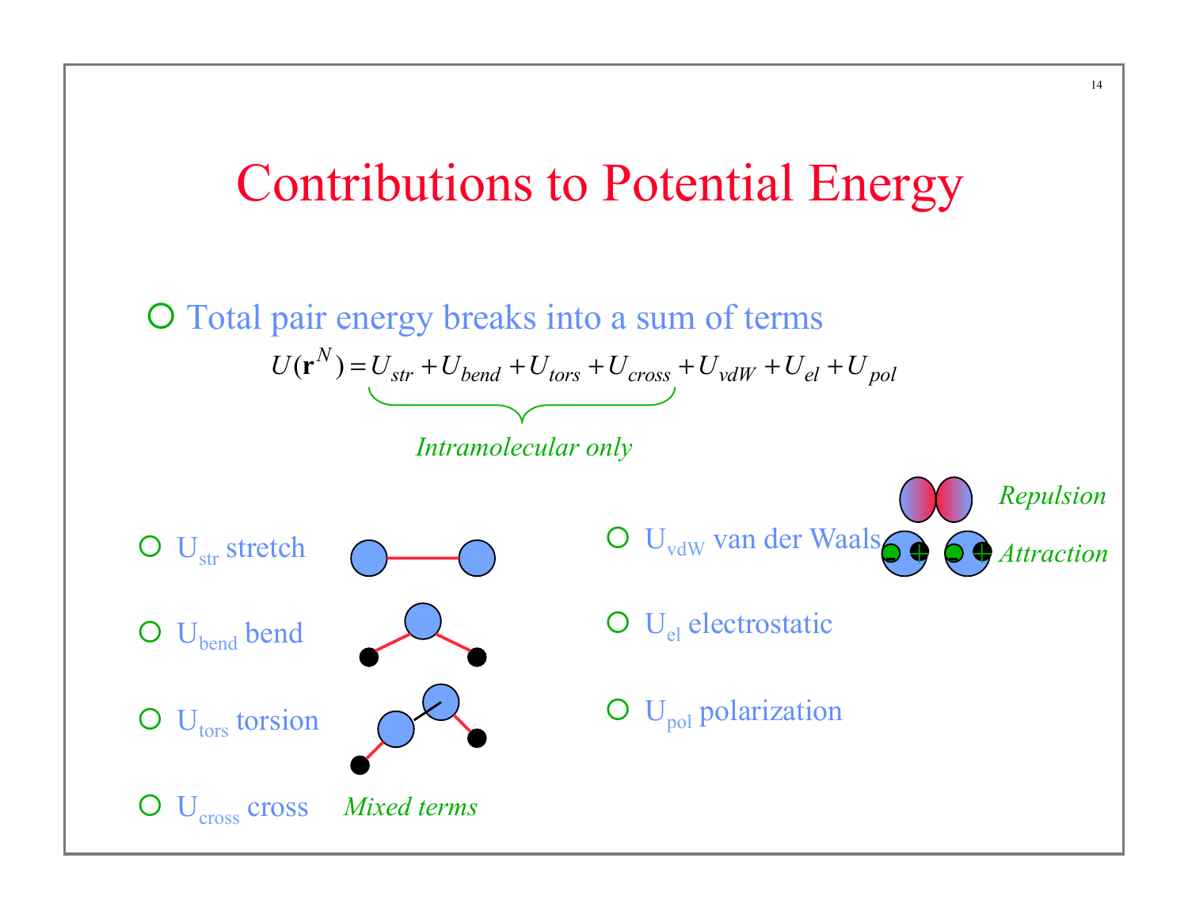# Contributions to Potential Energy

- Total pair energy breaks into a sum of terms

$$U(\mathbf{r}^N) = \underbrace{U_{str} + U_{bend} + U_{tors} + U_{cross}}_{\textit{Intramolecular only}} + U_{vdW} + U_{el} + U_{pol}$$

- $U_{str}$ stretch
- $U_{bend}$ bend
- $U_{tors}$ torsion
- $U_{cross}$ cross *Mixed terms*
- $U_{vdW}$ van der Waals
  - *Repulsion*
  - *Attraction*
- $U_{el}$ electrostatic
- $U_{pol}$ polarization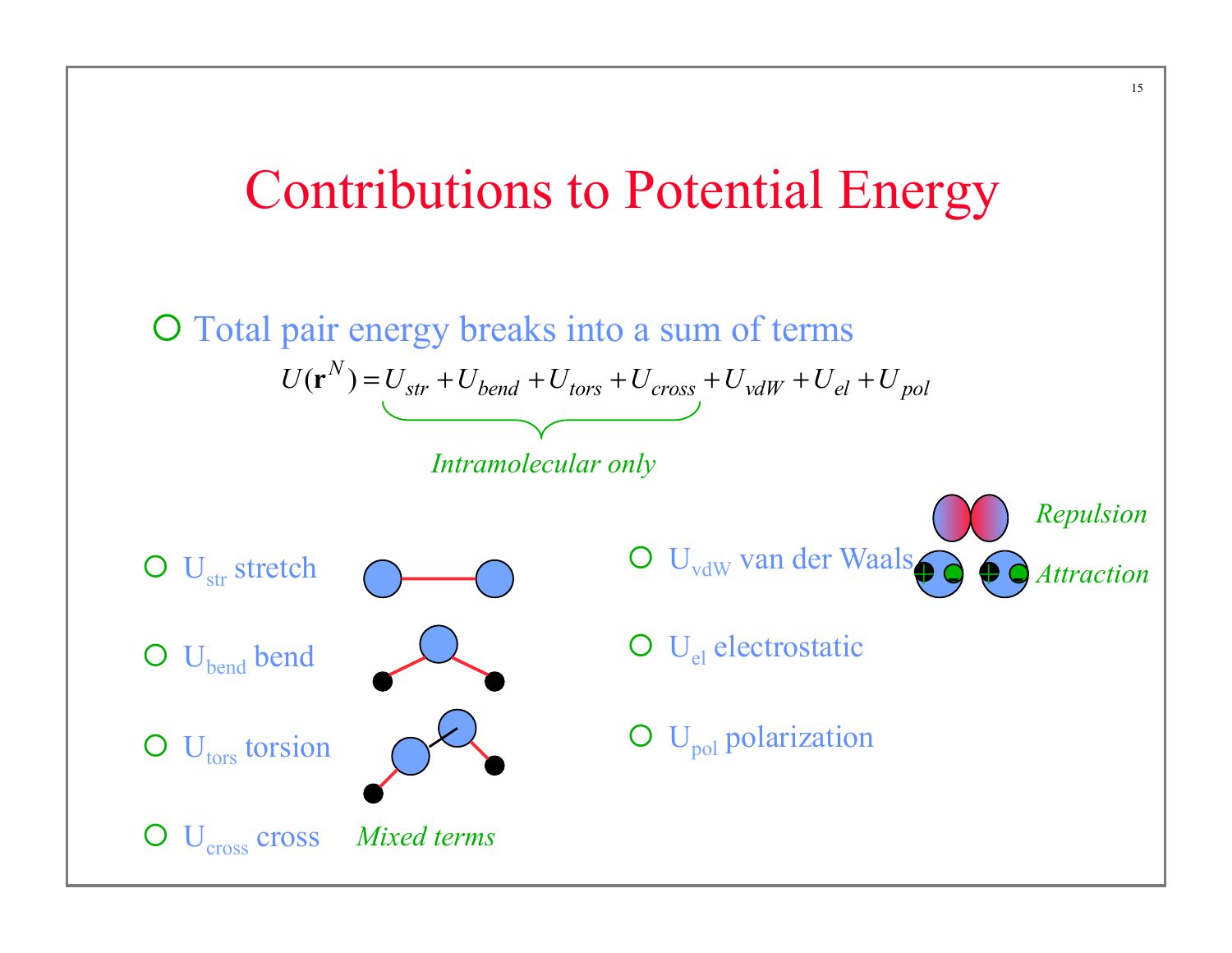# Contributions to Potential Energy

- Total pair energy breaks into a sum of terms

$$U(\mathbf{r}^N) = \underbrace{U_{str} + U_{bend} + U_{tors} + U_{cross}}_{\textit{Intramolecular only}} + U_{vdW} + U_{el} + U_{pol}$$

- $U_{str}$ stretch
- $U_{bend}$ bend
- $U_{tors}$ torsion
- $U_{cross}$ cross *Mixed terms*
- $U_{vdW}$ van der Waals
  - *Repulsion*
  - *Attraction*
- $U_{el}$ electrostatic
- $U_{pol}$ polarization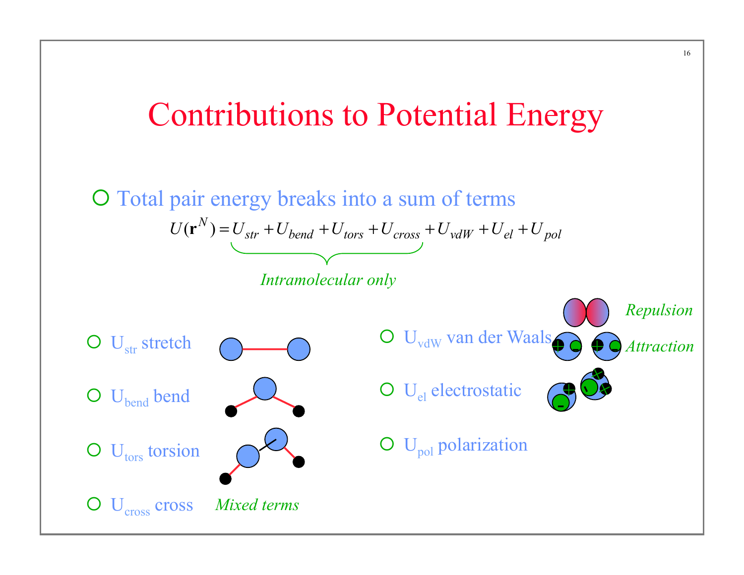# Contributions to Potential Energy

- Total pair energy breaks into a sum of terms

$$U(\mathbf{r}^N) = \underbrace{U_{str} + U_{bend} + U_{tors} + U_{cross}}_{\textit{Intramolecular only}} + U_{vdW} + U_{el} + U_{pol}$$

- $U_{str}$ stretch
- $U_{bend}$ bend
- $U_{tors}$ torsion
- $U_{cross}$ cross *Mixed terms*
- $U_{vdW}$ van der Waals *Repulsion* *Attraction*
- $U_{el}$ electrostatic
- $U_{pol}$ polarization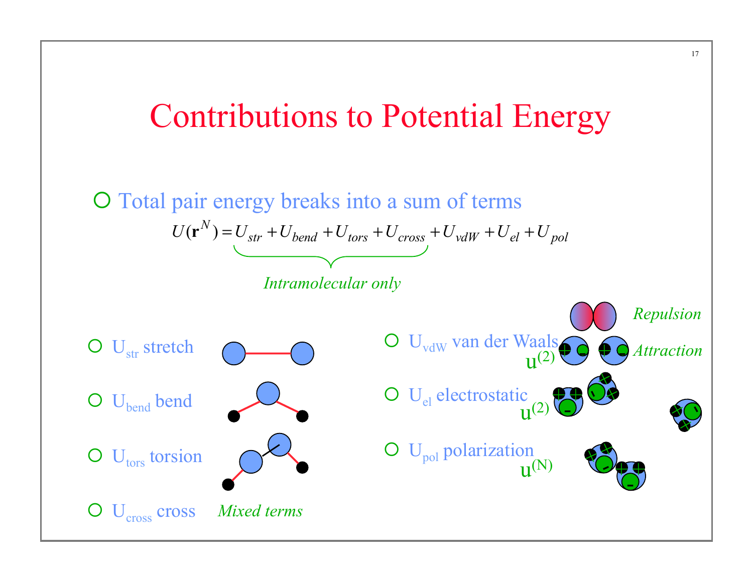# Contributions to Potential Energy

- Total pair energy breaks into a sum of terms

$$U(\mathbf{r}^N) = \underbrace{U_{str} + U_{bend} + U_{tors} + U_{cross}}_{\textit{Intramolecular only}} + U_{vdW} + U_{el} + U_{pol}$$

- $U_{str}$ stretch
- $U_{bend}$ bend
- $U_{tors}$ torsion
- $U_{cross}$ cross *Mixed terms*

- $U_{vdW}$ van der Waals $u^{(2)}$ — *Repulsion*, *Attraction*
- $U_{el}$ electrostatic $u^{(2)}$
- $U_{pol}$ polarization $u^{(N)}$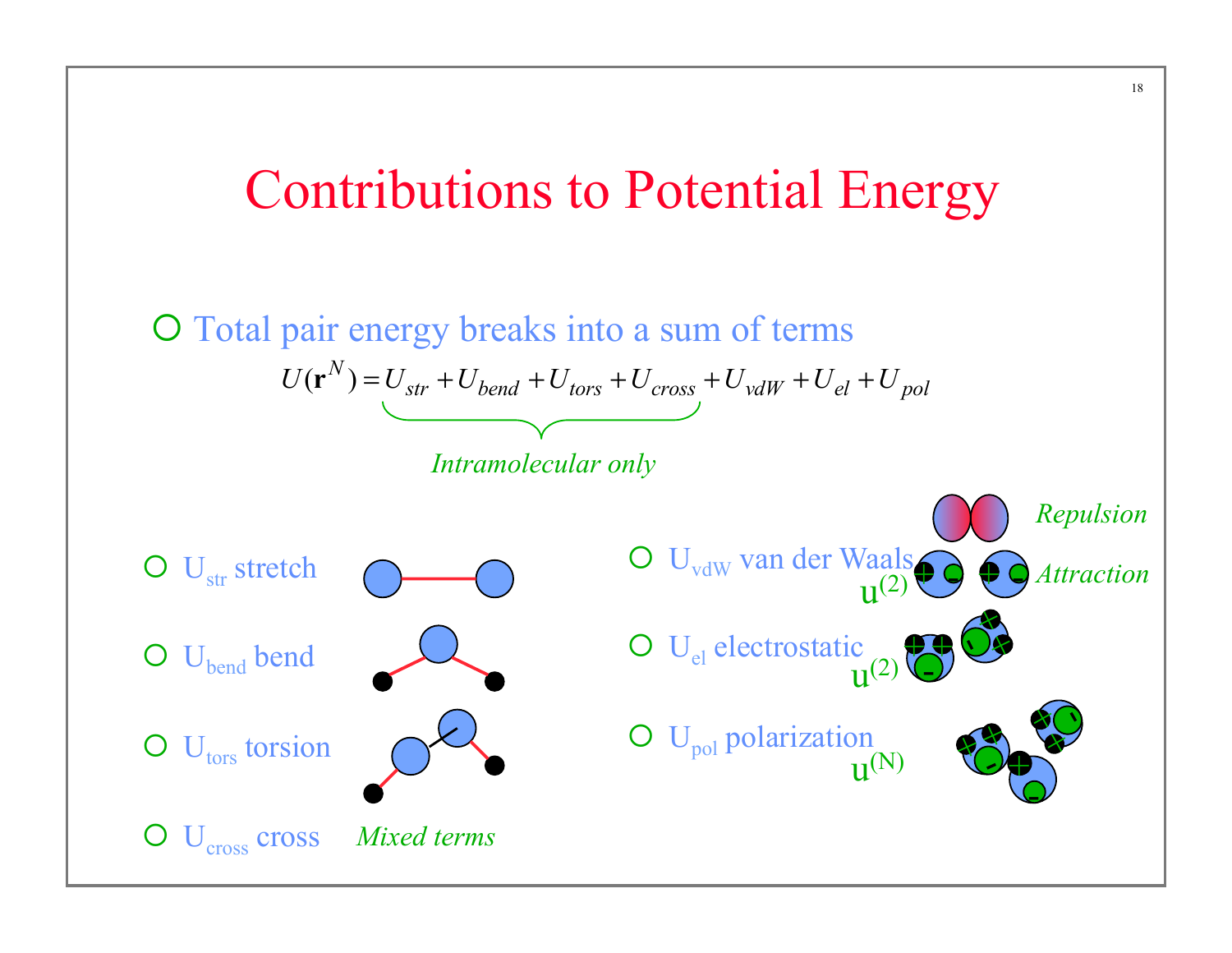# Contributions to Potential Energy

- Total pair energy breaks into a sum of terms

$$U(\mathbf{r}^N) = \underbrace{U_{str} + U_{bend} + U_{tors} + U_{cross}}_{\textit{Intramolecular only}} + U_{vdW} + U_{el} + U_{pol}$$

- $U_{str}$ stretch
- $U_{bend}$ bend
- $U_{tors}$ torsion
- $U_{cross}$ cross *Mixed terms*

- $U_{vdW}$ van der Waals $u^{(2)}$ — *Repulsion*, *Attraction*
- $U_{el}$ electrostatic $u^{(2)}$
- $U_{pol}$ polarization $u^{(N)}$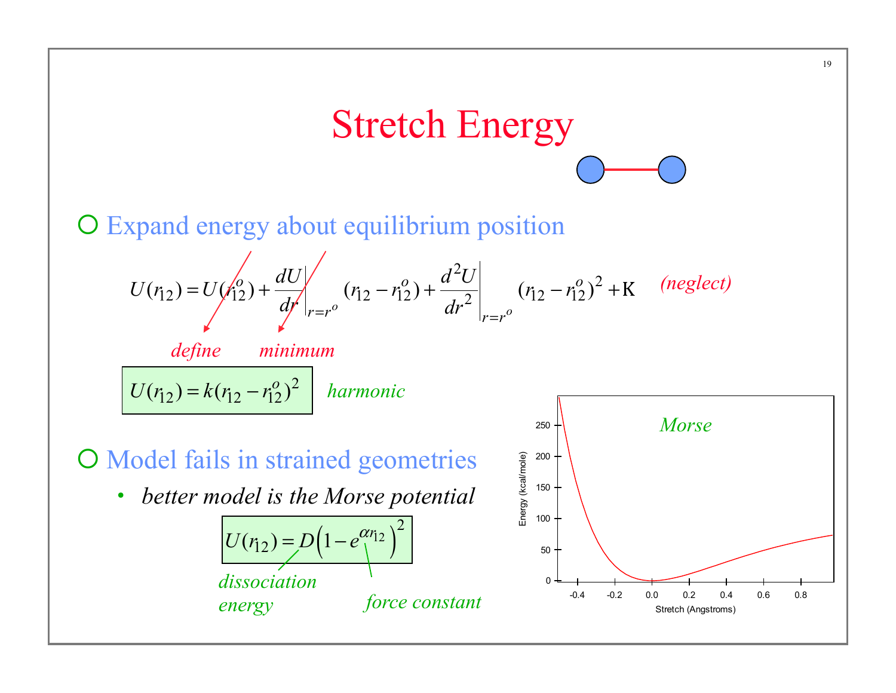# Stretch Energy

- Expand energy about equilibrium position

$$U(r_{12}) = U(r_{12}^o) + \left.\frac{dU}{dr}\right|_{r=r^o}(r_{12}-r_{12}^o) + \left.\frac{d^2U}{dr^2}\right|_{r=r^o}(r_{12}-r_{12}^o)^2 + \mathrm{K} \quad \textit{(neglect)}$$

*define* ($U(r_{12}^o)$) *minimum* ($\frac{dU}{dr}$)

$$U(r_{12}) = k(r_{12}-r_{12}^o)^2$$

*harmonic*

- Model fails in strained geometries
  - *better model is the Morse potential*

$$U(r_{12}) = D\left(1-e^{\alpha r_{12}}\right)^2$$

*dissociation energy* ($D$)

*force constant* ($\alpha$)

*Morse*

Energy (kcal/mole) vs. Stretch (Angstroms)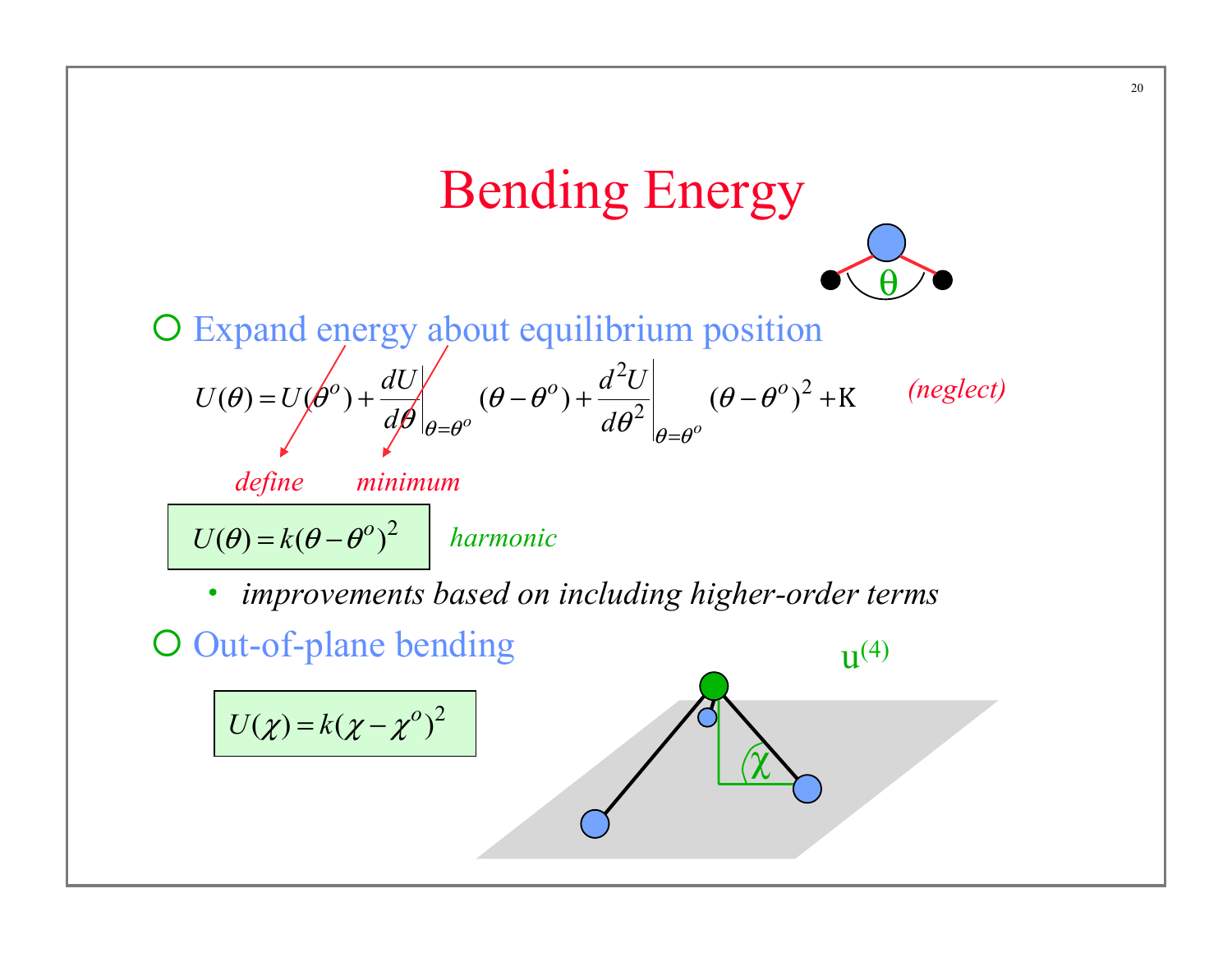# Bending Energy

- Expand energy about equilibrium position

$$U(\theta) = U(\theta^o) + \left.\frac{dU}{d\theta}\right|_{\theta=\theta^o} (\theta - \theta^o) + \left.\frac{d^2U}{d\theta^2}\right|_{\theta=\theta^o} (\theta - \theta^o)^2 + \ldots$$

*(neglect)*

*define* &nbsp;&nbsp;&nbsp; *minimum*

$$U(\theta) = k(\theta - \theta^o)^2$$

*harmonic*

  - *improvements based on including higher-order terms*

- Out-of-plane bending

$$U(\chi) = k(\chi - \chi^o)^2$$

$u^{(4)}$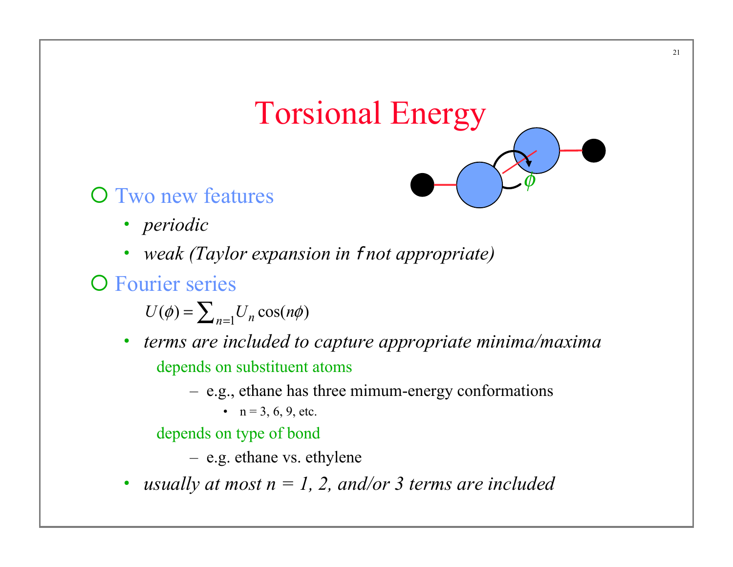# Torsional Energy

- Two new features
  - *periodic*
  - *weak (Taylor expansion in f not appropriate)*
- Fourier series

$$U(\phi) = \sum_{n=1} U_n \cos(n\phi)$$

  - *terms are included to capture appropriate minima/maxima*
    - depends on substituent atoms
      - e.g., ethane has three mimum-energy conformations
        - n = 3, 6, 9, etc.
    - depends on type of bond
      - e.g. ethane vs. ethylene
  - *usually at most n = 1, 2, and/or 3 terms are included*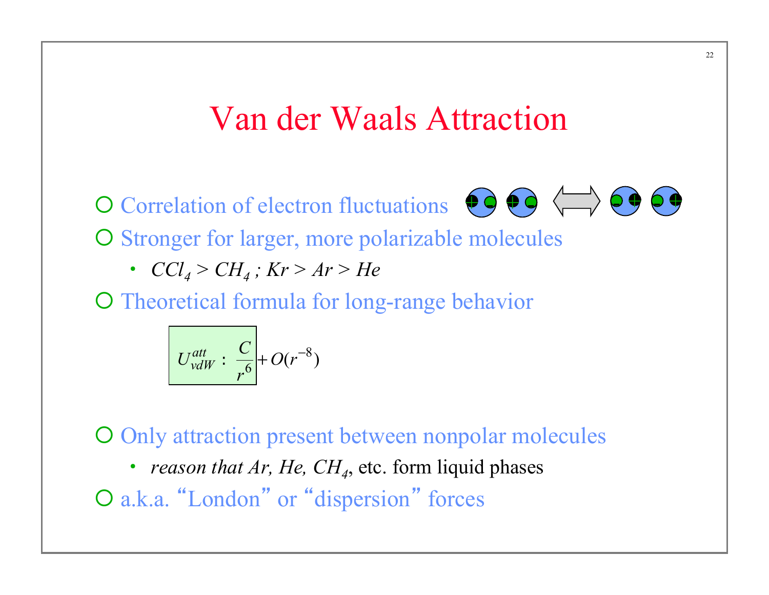# Van der Waals Attraction

- Correlation of electron fluctuations
- Stronger for larger, more polarizable molecules
  - *$CCl_4$ > $CH_4$ ; Kr > Ar > He*
- Theoretical formula for long-range behavior

$$U_{vdW}^{att} : \frac{C}{r^6} + O(r^{-8})$$

- Only attraction present between nonpolar molecules
  - *reason that Ar, He, $CH_4$*, etc. form liquid phases
- a.k.a. "London" or "dispersion" forces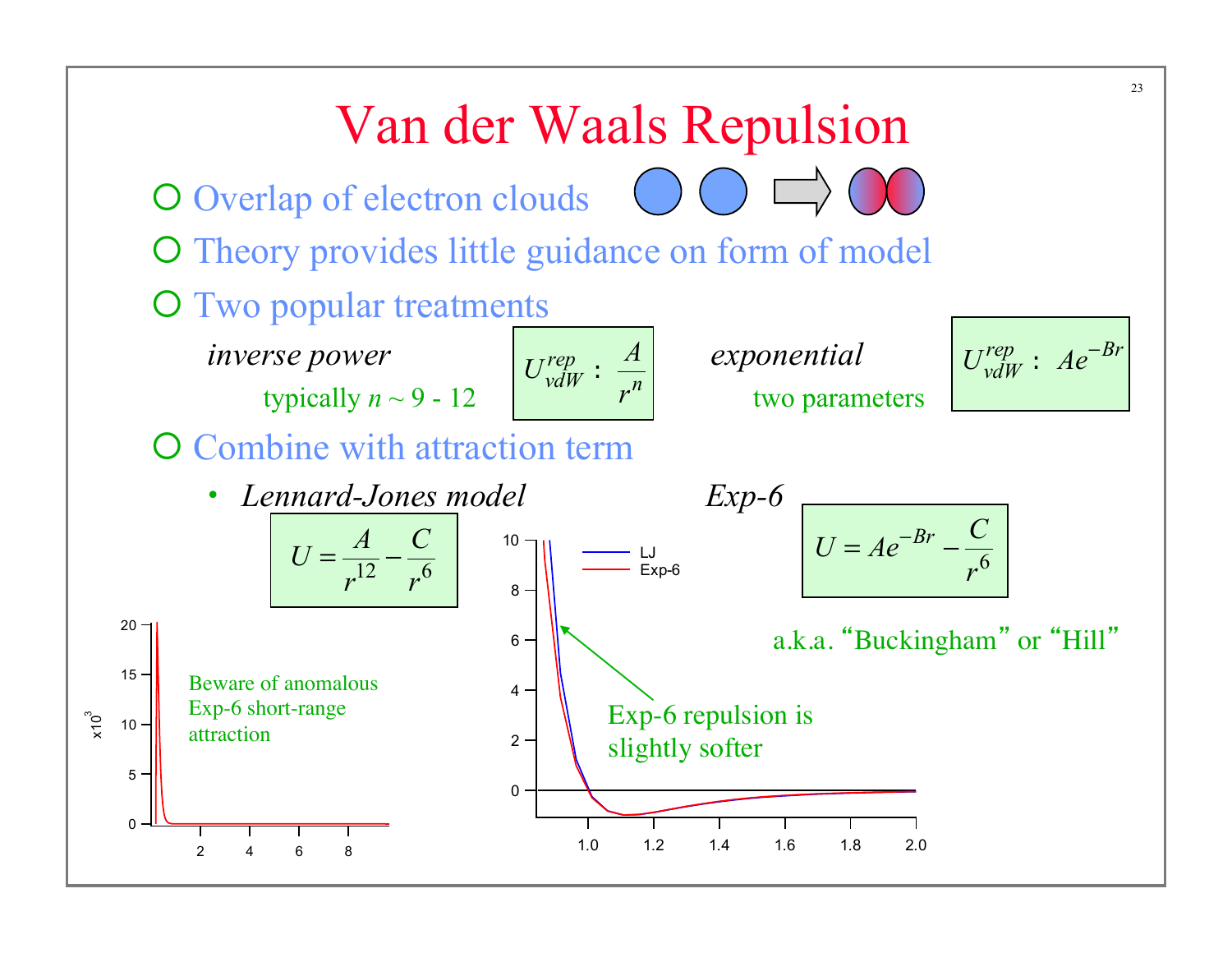# Van der Waals Repulsion

- Overlap of electron clouds
- Theory provides little guidance on form of model
- Two popular treatments

  *inverse power*

  typically $n \sim 9 - 12$

  $$U_{vdW}^{rep} : \frac{A}{r^n}$$

  *exponential*

  two parameters

  $$U_{vdW}^{rep} : Ae^{-Br}$$

- Combine with attraction term
  - *Lennard-Jones model*

    $$U = \frac{A}{r^{12}} - \frac{C}{r^6}$$

  - *Exp-6*

    $$U = Ae^{-Br} - \frac{C}{r^6}$$

    a.k.a. "Buckingham" or "Hill"

Beware of anomalous Exp-6 short-range attraction

Exp-6 repulsion is slightly softer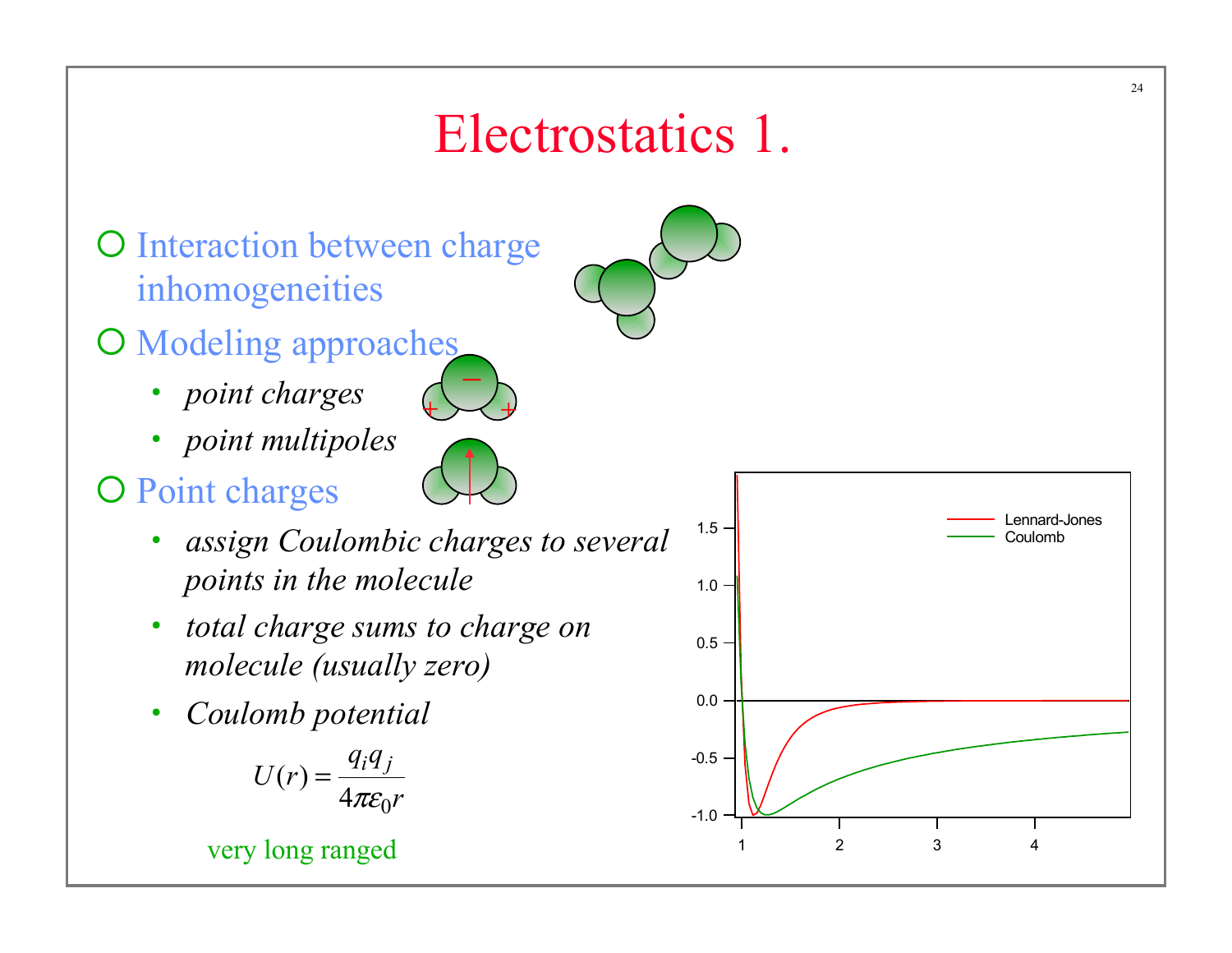# Electrostatics 1.

- Interaction between charge inhomogeneities
- Modeling approaches
  - *point charges*
  - *point multipoles*
- Point charges
  - *assign Coulombic charges to several points in the molecule*
  - *total charge sums to charge on molecule (usually zero)*
  - *Coulomb potential*

$$U(r) = \frac{q_i q_j}{4\pi\varepsilon_0 r}$$

very long ranged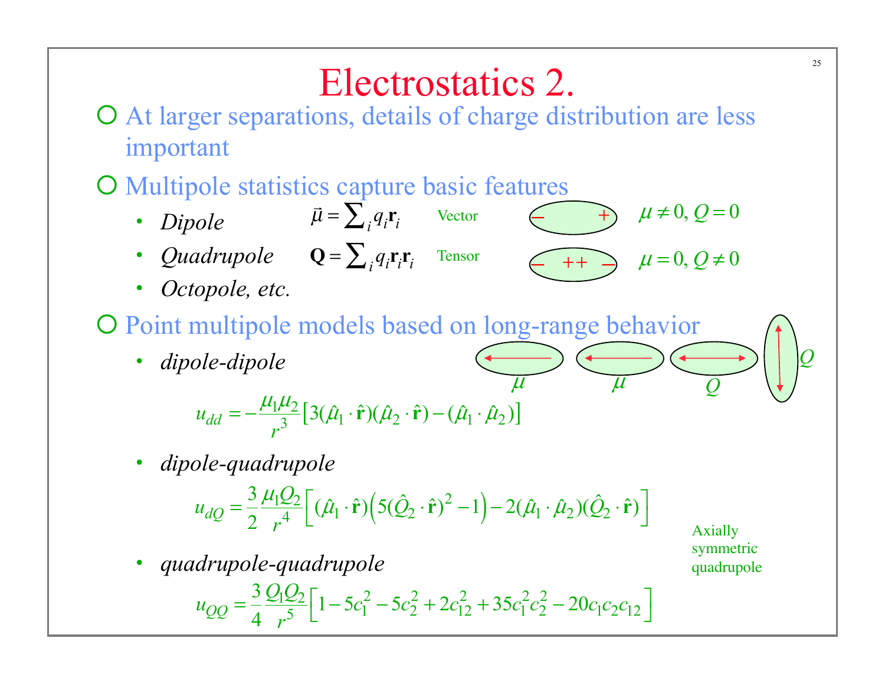# Electrostatics 2.

- At larger separations, details of charge distribution are less important
- Multipole statistics capture basic features
  - *Dipole* $\vec{\mu} = \sum_i q_i \mathbf{r}_i$ Vector — $\mu \neq 0, Q = 0$
  - *Quadrupole* $\mathbf{Q} = \sum_i q_i \mathbf{r}_i \mathbf{r}_i$ Tensor — $\mu = 0, Q \neq 0$
  - *Octopole, etc.*
- Point multipole models based on long-range behavior
  - *dipole-dipole*

$$u_{dd} = -\frac{\mu_1 \mu_2}{r^3}\left[3(\hat{\mu}_1 \cdot \hat{\mathbf{r}})(\hat{\mu}_2 \cdot \hat{\mathbf{r}}) - (\hat{\mu}_1 \cdot \hat{\mu}_2)\right]$$

  - *dipole-quadrupole*

$$u_{dQ} = \frac{3}{2}\frac{\mu_1 Q_2}{r^4}\left[(\hat{\mu}_1 \cdot \hat{\mathbf{r}})\left(5(\hat{Q}_2 \cdot \hat{\mathbf{r}})^2 - 1\right) - 2(\hat{\mu}_1 \cdot \hat{\mu}_2)(\hat{Q}_2 \cdot \hat{\mathbf{r}})\right]$$

  - *quadrupole-quadrupole*

$$u_{QQ} = \frac{3}{4}\frac{Q_1 Q_2}{r^5}\left[1 - 5c_1^2 - 5c_2^2 + 2c_{12}^2 + 35c_1^2 c_2^2 - 20c_1 c_2 c_{12}\right]$$

Axially symmetric quadrupole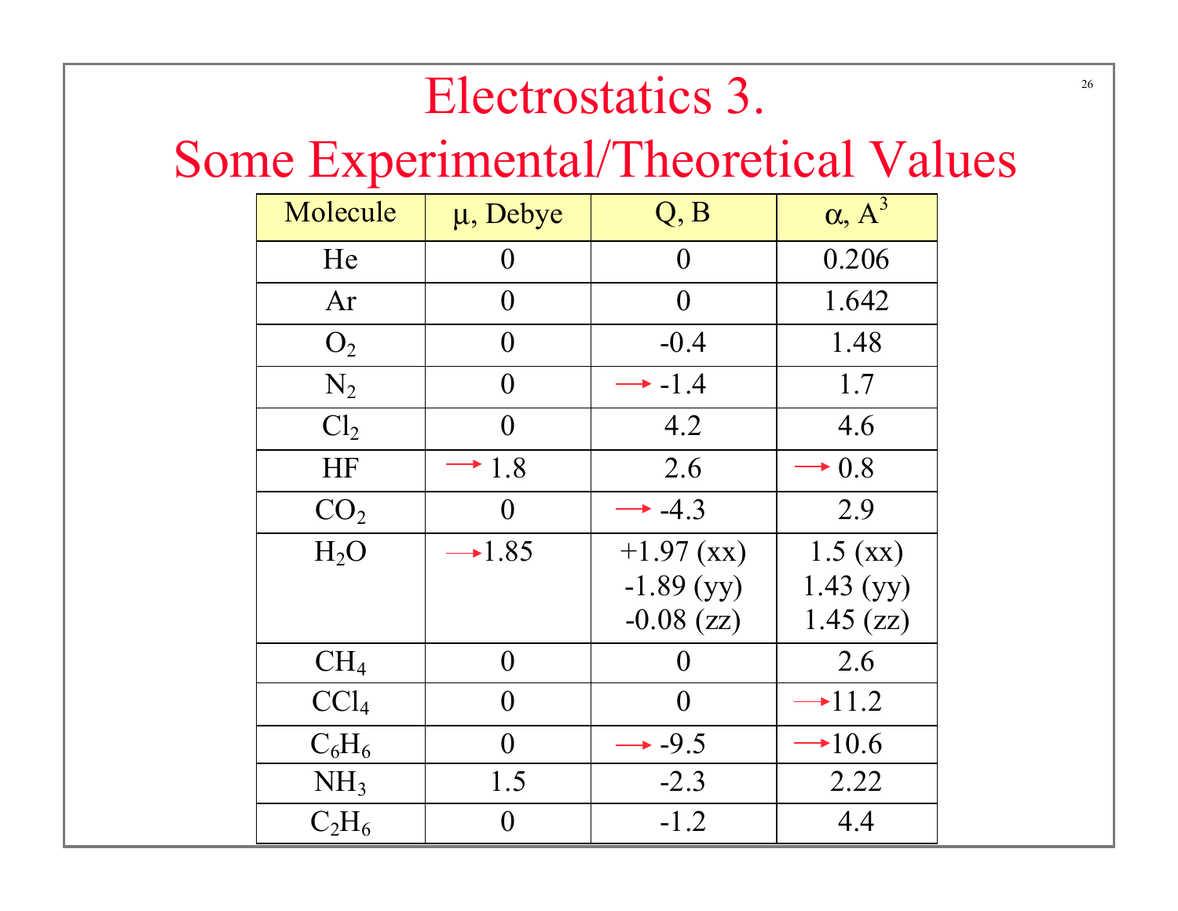# Electrostatics 3.

## Some Experimental/Theoretical Values

| Molecule | μ, Debye | Q, B | α, $A^3$ |
|---|---|---|---|
| He | 0 | 0 | 0.206 |
| Ar | 0 | 0 | 1.642 |
| $O_2$ | 0 | -0.4 | 1.48 |
| $N_2$ | 0 | → -1.4 | 1.7 |
| $Cl_2$ | 0 | 4.2 | 4.6 |
| HF | → 1.8 | 2.6 | → 0.8 |
| $CO_2$ | 0 | → -4.3 | 2.9 |
| $H_2O$ | →1.85 | +1.97 (xx)<br>-1.89 (yy)<br>-0.08 (zz) | 1.5 (xx)<br>1.43 (yy)<br>1.45 (zz) |
| $CH_4$ | 0 | 0 | 2.6 |
| $CCl_4$ | 0 | 0 | →11.2 |
| $C_6H_6$ | 0 | → -9.5 | →10.6 |
| $NH_3$ | 1.5 | -2.3 | 2.22 |
| $C_2H_6$ | 0 | -1.2 | 4.4 |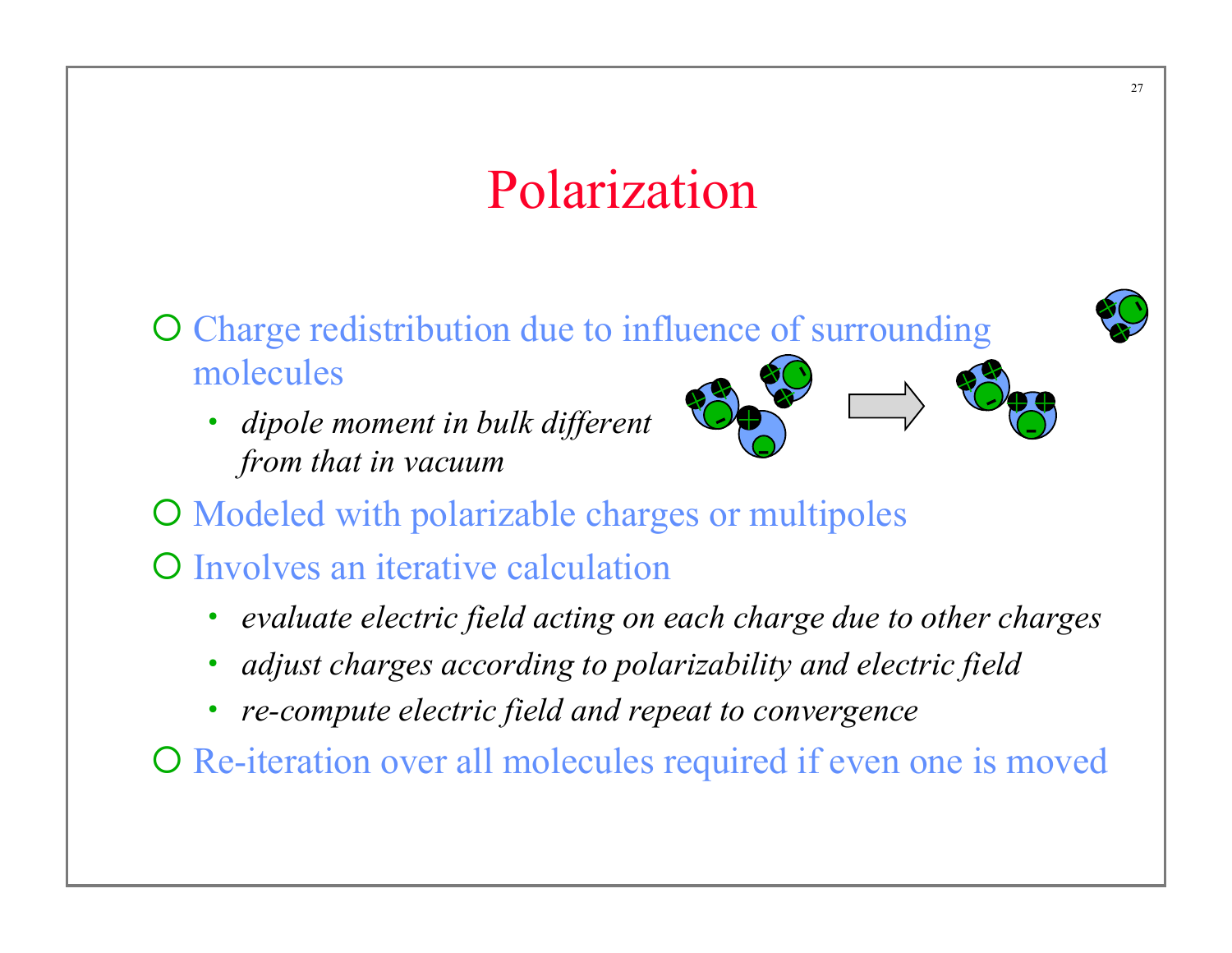# Polarization

- Charge redistribution due to influence of surrounding molecules
  - *dipole moment in bulk different from that in vacuum*
- Modeled with polarizable charges or multipoles
- Involves an iterative calculation
  - *evaluate electric field acting on each charge due to other charges*
  - *adjust charges according to polarizability and electric field*
  - *re-compute electric field and repeat to convergence*
- Re-iteration over all molecules required if even one is moved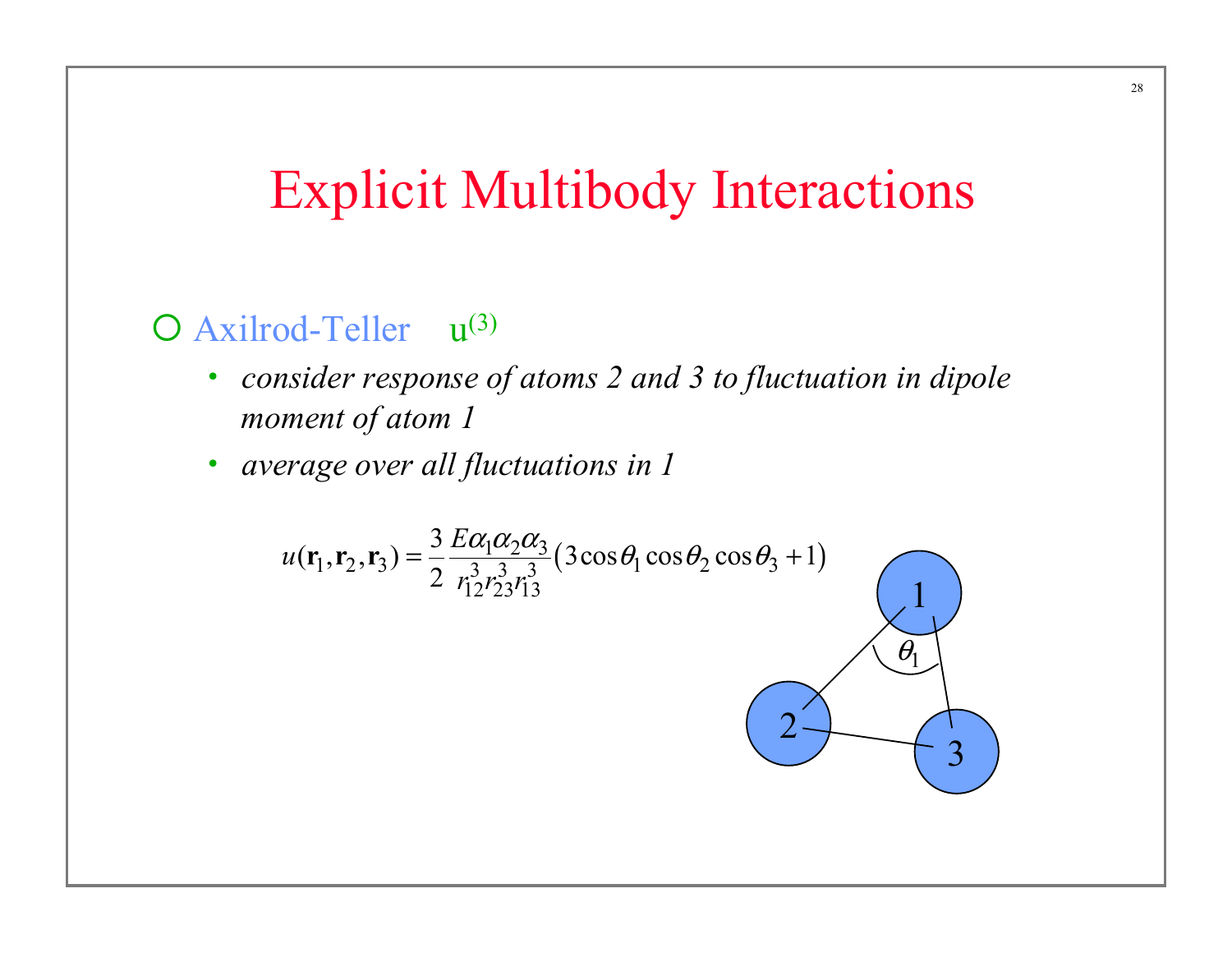# Explicit Multibody Interactions

- Axilrod-Teller $u^{(3)}$
  - *consider response of atoms 2 and 3 to fluctuation in dipole moment of atom 1*
  - *average over all fluctuations in 1*

$$u(\mathbf{r}_1, \mathbf{r}_2, \mathbf{r}_3) = \frac{3}{2} \frac{E\alpha_1\alpha_2\alpha_3}{r_{12}^3 r_{23}^3 r_{13}^3} \left(3\cos\theta_1 \cos\theta_2 \cos\theta_3 + 1\right)$$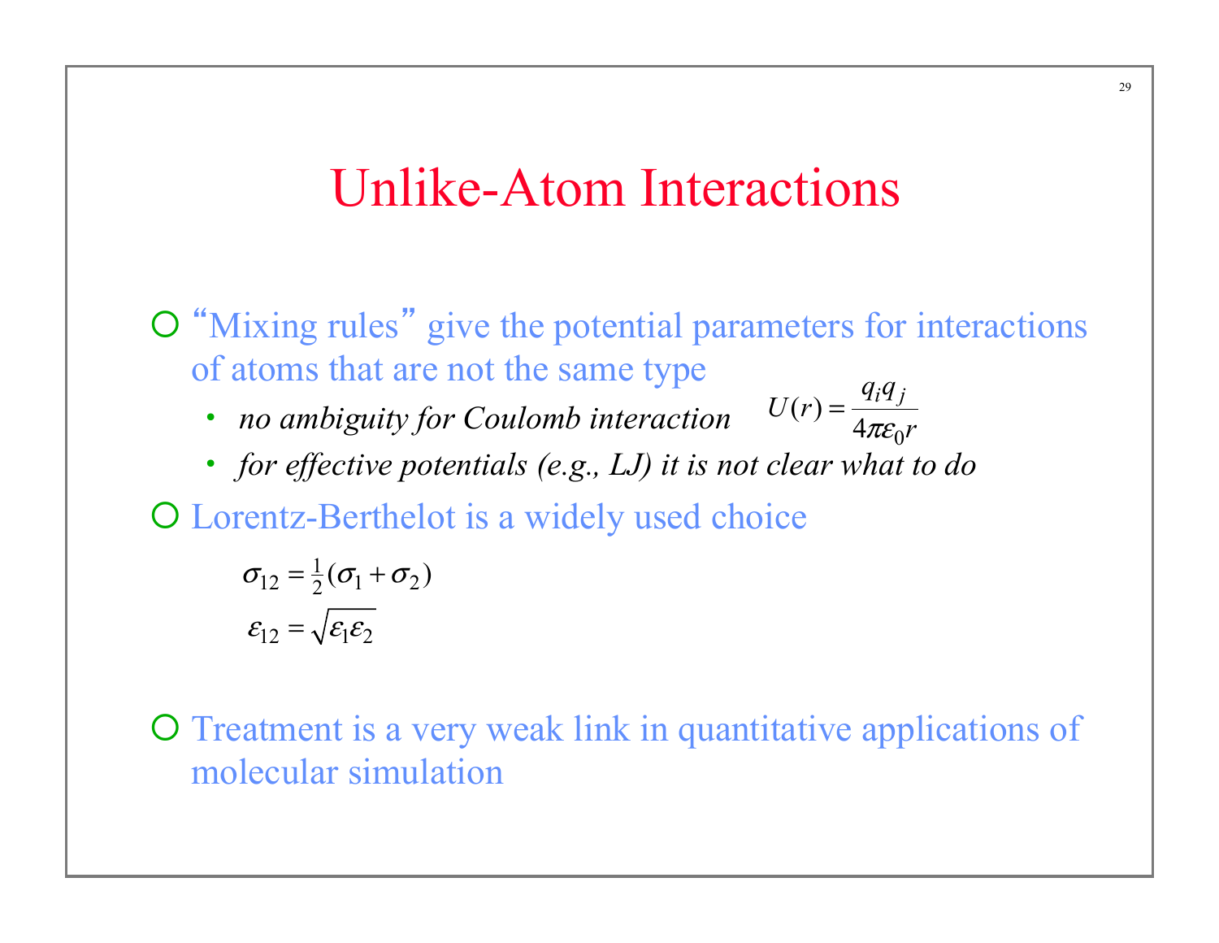# Unlike-Atom Interactions

- "Mixing rules" give the potential parameters for interactions of atoms that are not the same type
  - *no ambiguity for Coulomb interaction* $U(r) = \frac{q_i q_j}{4\pi\varepsilon_0 r}$
  - *for effective potentials (e.g., LJ) it is not clear what to do*
- Lorentz-Berthelot is a widely used choice

$$\sigma_{12} = \tfrac{1}{2}(\sigma_1 + \sigma_2)$$

$$\varepsilon_{12} = \sqrt{\varepsilon_1 \varepsilon_2}$$

- Treatment is a very weak link in quantitative applications of molecular simulation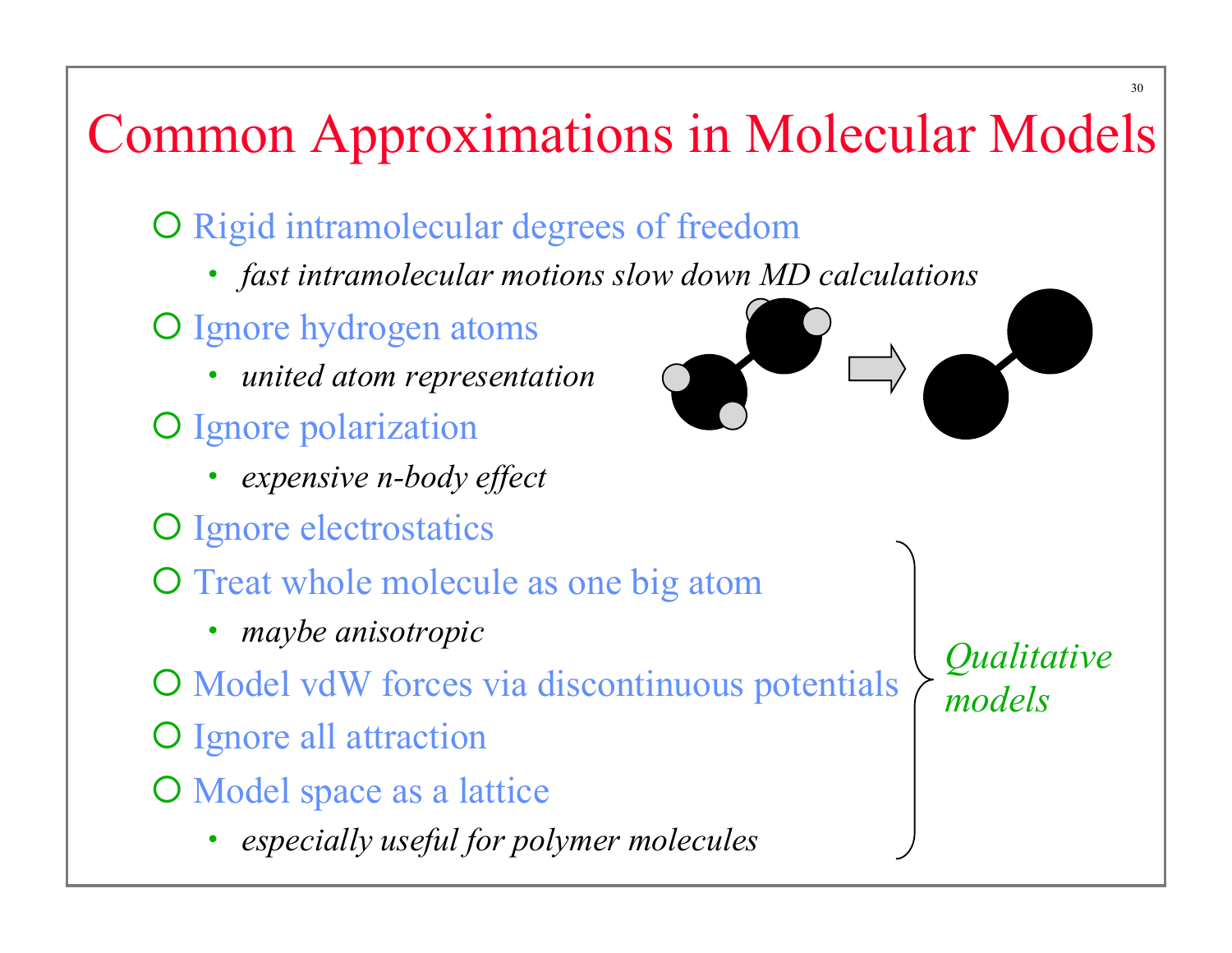# Common Approximations in Molecular Models

- Rigid intramolecular degrees of freedom
  - *fast intramolecular motions slow down MD calculations*
- Ignore hydrogen atoms
  - *united atom representation*
- Ignore polarization
  - *expensive n-body effect*
- Ignore electrostatics
- Treat whole molecule as one big atom
  - *maybe anisotropic*
- Model vdW forces via discontinuous potentials
- Ignore all attraction
- Model space as a lattice
  - *especially useful for polymer molecules*

*Qualitative models* (applies to: Ignore electrostatics; Treat whole molecule as one big atom; Model vdW forces via discontinuous potentials; Ignore all attraction; Model space as a lattice)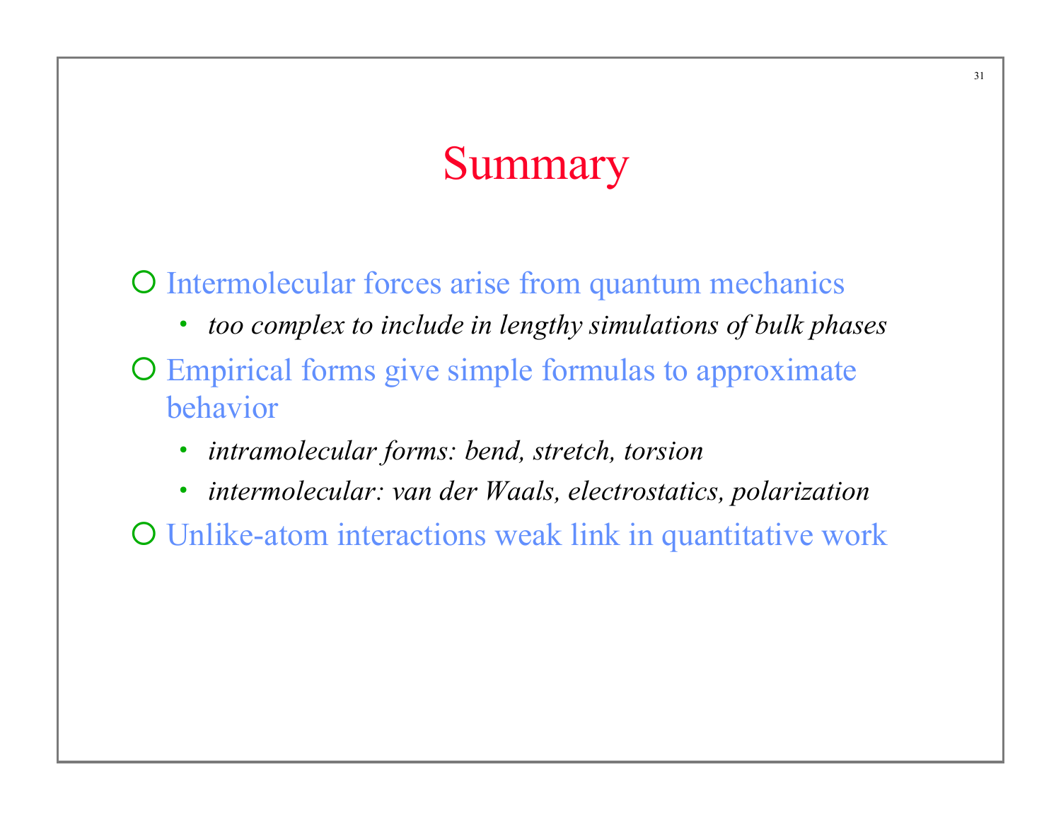# Summary

- Intermolecular forces arise from quantum mechanics
  - *too complex to include in lengthy simulations of bulk phases*
- Empirical forms give simple formulas to approximate behavior
  - *intramolecular forms: bend, stretch, torsion*
  - *intermolecular: van der Waals, electrostatics, polarization*
- Unlike-atom interactions weak link in quantitative work